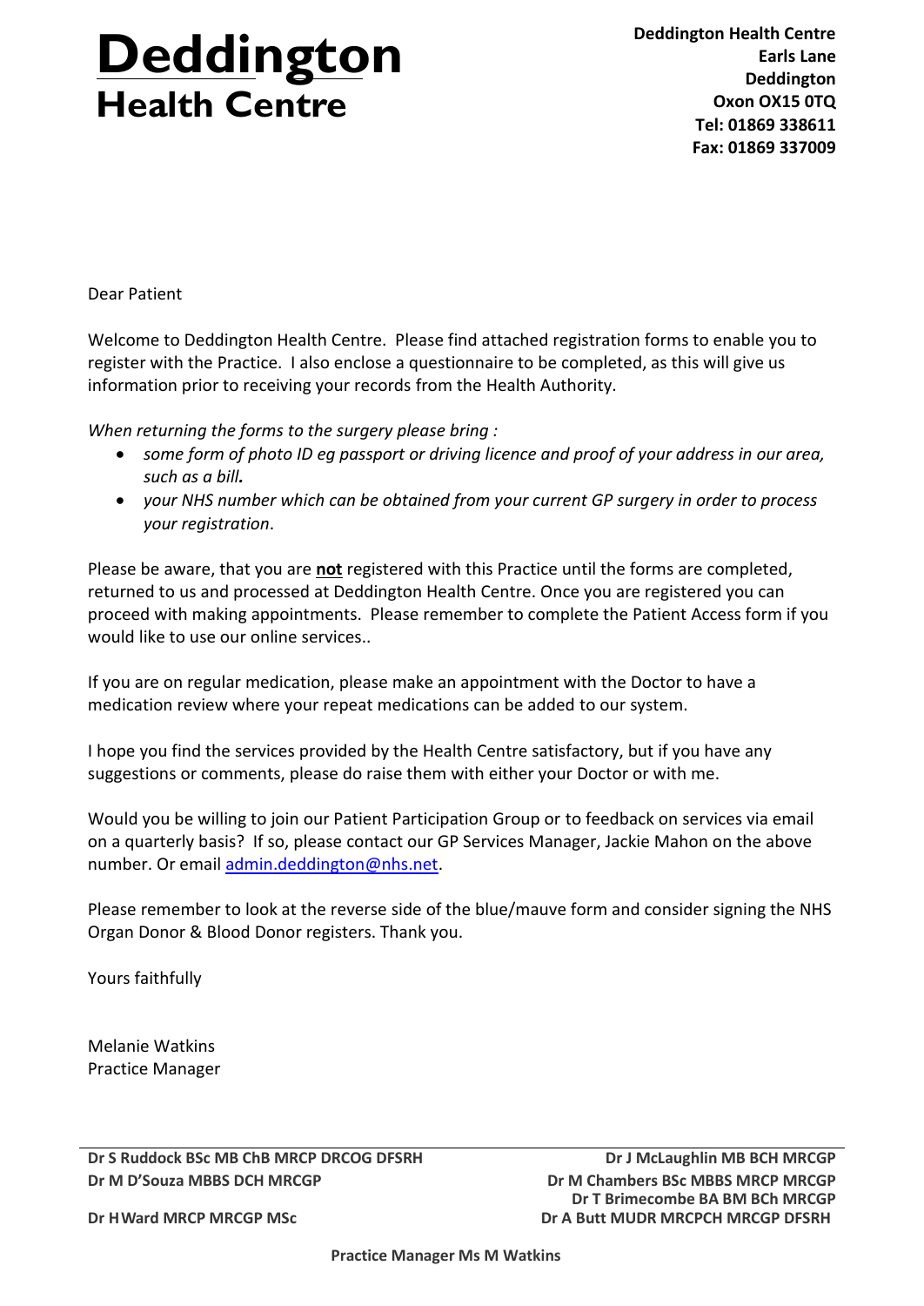# Deddington Health Centre

**Deddington Health Centre**
**Earls Lane**
**Deddington**
**Oxon OX15 0TQ**
**Tel: 01869 338611**
**Fax: 01869 337009**

Dear Patient

Welcome to Deddington Health Centre. Please find attached registration forms to enable you to register with the Practice. I also enclose a questionnaire to be completed, as this will give us information prior to receiving your records from the Health Authority.

*When returning the forms to the surgery please bring :*

- *some form of photo ID eg passport or driving licence and proof of your address in our area, such as a bill.*
- *your NHS number which can be obtained from your current GP surgery in order to process your registration*.

Please be aware, that you are **<u>not</u>** registered with this Practice until the forms are completed, returned to us and processed at Deddington Health Centre. Once you are registered you can proceed with making appointments. Please remember to complete the Patient Access form if you would like to use our online services..

If you are on regular medication, please make an appointment with the Doctor to have a medication review where your repeat medications can be added to our system.

I hope you find the services provided by the Health Centre satisfactory, but if you have any suggestions or comments, please do raise them with either your Doctor or with me.

Would you be willing to join our Patient Participation Group or to feedback on services via email on a quarterly basis? If so, please contact our GP Services Manager, Jackie Mahon on the above number. Or email admin.deddington@nhs.net.

Please remember to look at the reverse side of the blue/mauve form and consider signing the NHS Organ Donor & Blood Donor registers. Thank you.

Yours faithfully

Melanie Watkins
Practice Manager

---

**Dr S Ruddock BSc MB ChB MRCP DRCOG DFSRH**
**Dr M D'Souza MBBS DCH MRCGP**
**Dr H Ward MRCP MRCGP MSc**
**Dr J McLaughlin MB BCH MRCGP**
**Dr M Chambers BSc MBBS MRCP MRCGP**
**Dr T Brimecombe BA BM BCh MRCGP**
**Dr A Butt MUDR MRCPCH MRCGP DFSRH**

**Practice Manager Ms M Watkins**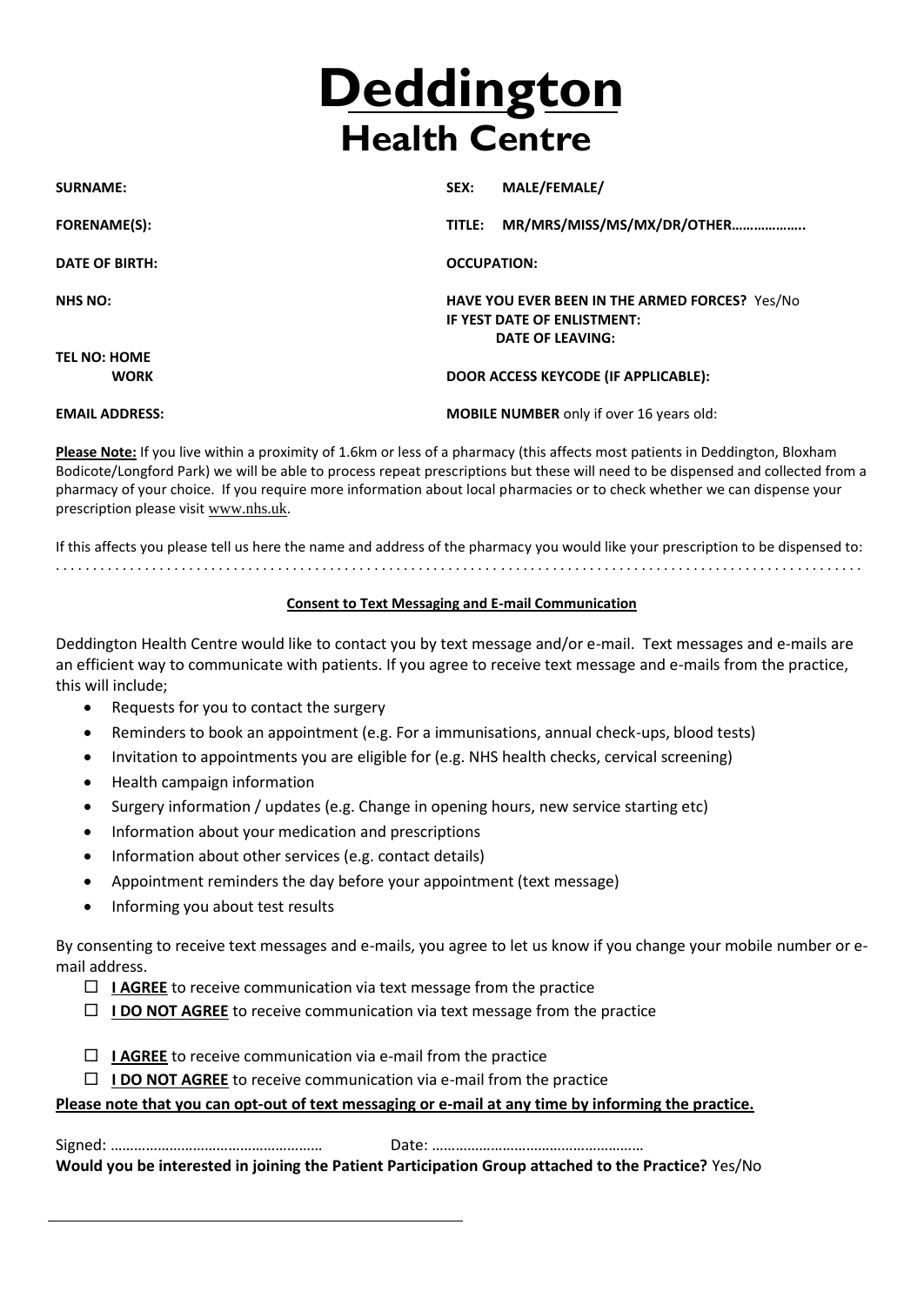# Deddington Health Centre

**SURNAME:**

**SEX:** MALE/FEMALE/

**FORENAME(S):**

**TITLE:** MR/MRS/MISS/MS/MX/DR/OTHER………………..

**DATE OF BIRTH:**

**OCCUPATION:**

**NHS NO:**

**HAVE YOU EVER BEEN IN THE ARMED FORCES?** Yes/No
**IF YEST DATE OF ENLISTMENT:**
**DATE OF LEAVING:**

**TEL NO: HOME**
**WORK**

**DOOR ACCESS KEYCODE (IF APPLICABLE):**

**EMAIL ADDRESS:**

**MOBILE NUMBER** only if over 16 years old:

**Please Note:** If you live within a proximity of 1.6km or less of a pharmacy (this affects most patients in Deddington, Bloxham Bodicote/Longford Park) we will be able to process repeat prescriptions but these will need to be dispensed and collected from a pharmacy of your choice. If you require more information about local pharmacies or to check whether we can dispense your prescription please visit www.nhs.uk.

If this affects you please tell us here the name and address of the pharmacy you would like your prescription to be dispensed to:
. . . . . . . . . . . . . . . . . . . . . . . . . . . . . . . . . . . . . . . . . . . . . . . . . . . . . . . . . . . . . . . . . . . . . . . . . . . . . . . . . . . . . . . . . . . . . . . . . . . . . . . . . . . .

**Consent to Text Messaging and E-mail Communication**

Deddington Health Centre would like to contact you by text message and/or e-mail. Text messages and e-mails are an efficient way to communicate with patients. If you agree to receive text message and e-mails from the practice, this will include;

- Requests for you to contact the surgery
- Reminders to book an appointment (e.g. For a immunisations, annual check-ups, blood tests)
- Invitation to appointments you are eligible for (e.g. NHS health checks, cervical screening)
- Health campaign information
- Surgery information / updates (e.g. Change in opening hours, new service starting etc)
- Information about your medication and prescriptions
- Information about other services (e.g. contact details)
- Appointment reminders the day before your appointment (text message)
- Informing you about test results

By consenting to receive text messages and e-mails, you agree to let us know if you change your mobile number or e-mail address.

☐ **I AGREE** to receive communication via text message from the practice
☐ **I DO NOT AGREE** to receive communication via text message from the practice

☐ **I AGREE** to receive communication via e-mail from the practice
☐ **I DO NOT AGREE** to receive communication via e-mail from the practice

**Please note that you can opt-out of text messaging or e-mail at any time by informing the practice.**

Signed: ……………………………………………… Date: ………………………………………………

**Would you be interested in joining the Patient Participation Group attached to the Practice?** Yes/No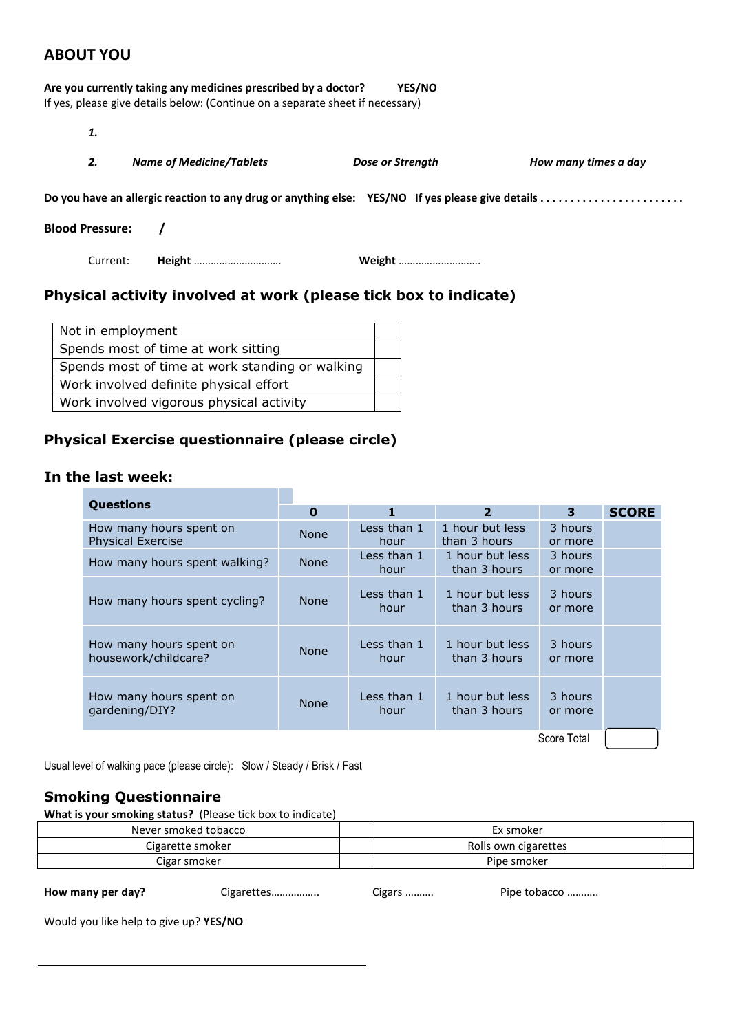## ABOUT YOU

**Are you currently taking any medicines prescribed by a doctor?** **YES/NO**
If yes, please give details below: (Continue on a separate sheet if necessary)

***1.***

***2.*** ***Name of Medicine/Tablets*** ***Dose or Strength*** ***How many times a day***

**Do you have an allergic reaction to any drug or anything else:** **YES/NO** **If yes please give details . . . . . . . . . . . . . . . . . . . . . . . .**

**Blood Pressure:** **/**

Current: **Height** ………………………… **Weight** ……………………….

### Physical activity involved at work (please tick box to indicate)

| | |
|---|---|
| Not in employment | |
| Spends most of time at work sitting | |
| Spends most of time at work standing or walking | |
| Work involved definite physical effort | |
| Work involved vigorous physical activity | |

### Physical Exercise questionnaire (please circle)

### In the last week:

| **Questions** | **0** | **1** | **2** | **3** | **SCORE** |
|---|---|---|---|---|---|
| How many hours spent on Physical Exercise | None | Less than 1 hour | 1 hour but less than 3 hours | 3 hours or more | |
| How many hours spent walking? | None | Less than 1 hour | 1 hour but less than 3 hours | 3 hours or more | |
| How many hours spent cycling? | None | Less than 1 hour | 1 hour but less than 3 hours | 3 hours or more | |
| How many hours spent on housework/childcare? | None | Less than 1 hour | 1 hour but less than 3 hours | 3 hours or more | |
| How many hours spent on gardening/DIY? | None | Less than 1 hour | 1 hour but less than 3 hours | 3 hours or more | |
| | | | | Score Total | |

Usual level of walking pace (please circle): Slow / Steady / Brisk / Fast

### Smoking Questionnaire

**What is your smoking status?** (Please tick box to indicate)

| | | | |
|---|---|---|---|
| Never smoked tobacco | | Ex smoker | |
| Cigarette smoker | | Rolls own cigarettes | |
| Cigar smoker | | Pipe smoker | |

**How many per day?** Cigarettes…………….. Cigars ………. Pipe tobacco ……….

Would you like help to give up? **YES/NO**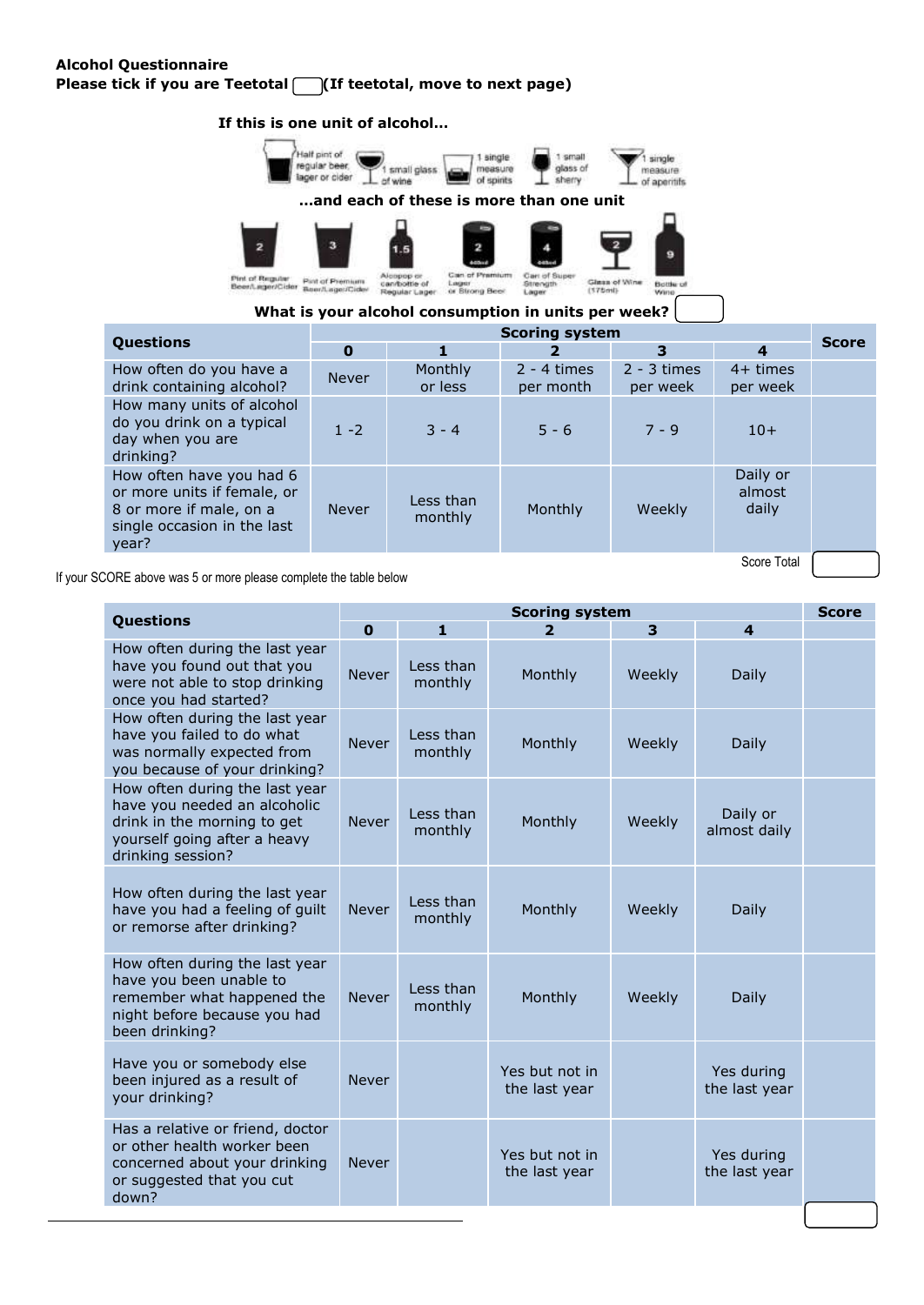**Alcohol Questionnaire**

**Please tick if you are Teetotal ☐ (If teetotal, move to next page)**

**If this is one unit of alcohol…**

Half pint of regular beer, lager or cider — 1 small glass of wine — 1 single measure of spirits — 1 small glass of sherry — 1 single measure of aperitifs

**…and each of these is more than one unit**

Pint of Regular Beer/Lager/Cider (2) — Pint of Premium Beer/Lager/Cider (3) — Alcopop or can/bottle of Regular Lager (1.5) — Can of Premium Lager or Strong Beer (2) — Can of Super Strength Lager (4) — Glass of Wine (175ml) (2) — Bottle of Wine (9)

**What is your alcohol consumption in units per week?** ☐

| Questions | Scoring system | | | | | Score |
|---|---|---|---|---|---|---|
| | 0 | 1 | 2 | 3 | 4 | |
| How often do you have a drink containing alcohol? | Never | Monthly or less | 2 - 4 times per month | 2 - 3 times per week | 4+ times per week | |
| How many units of alcohol do you drink on a typical day when you are drinking? | 1 -2 | 3 - 4 | 5 - 6 | 7 - 9 | 10+ | |
| How often have you had 6 or more units if female, or 8 or more if male, on a single occasion in the last year? | Never | Less than monthly | Monthly | Weekly | Daily or almost daily | |
| | | | | | Score Total | |

If your SCORE above was 5 or more please complete the table below

| Questions | Scoring system | | | | | Score |
|---|---|---|---|---|---|---|
| | 0 | 1 | 2 | 3 | 4 | |
| How often during the last year have you found out that you were not able to stop drinking once you had started? | Never | Less than monthly | Monthly | Weekly | Daily | |
| How often during the last year have you failed to do what was normally expected from you because of your drinking? | Never | Less than monthly | Monthly | Weekly | Daily | |
| How often during the last year have you needed an alcoholic drink in the morning to get yourself going after a heavy drinking session? | Never | Less than monthly | Monthly | Weekly | Daily or almost daily | |
| How often during the last year have you had a feeling of guilt or remorse after drinking? | Never | Less than monthly | Monthly | Weekly | Daily | |
| How often during the last year have you been unable to remember what happened the night before because you had been drinking? | Never | Less than monthly | Monthly | Weekly | Daily | |
| Have you or somebody else been injured as a result of your drinking? | Never | | Yes but not in the last year | | Yes during the last year | |
| Has a relative or friend, doctor or other health worker been concerned about your drinking or suggested that you cut down? | Never | | Yes but not in the last year | | Yes during the last year | |
| | | | | | | ☐ |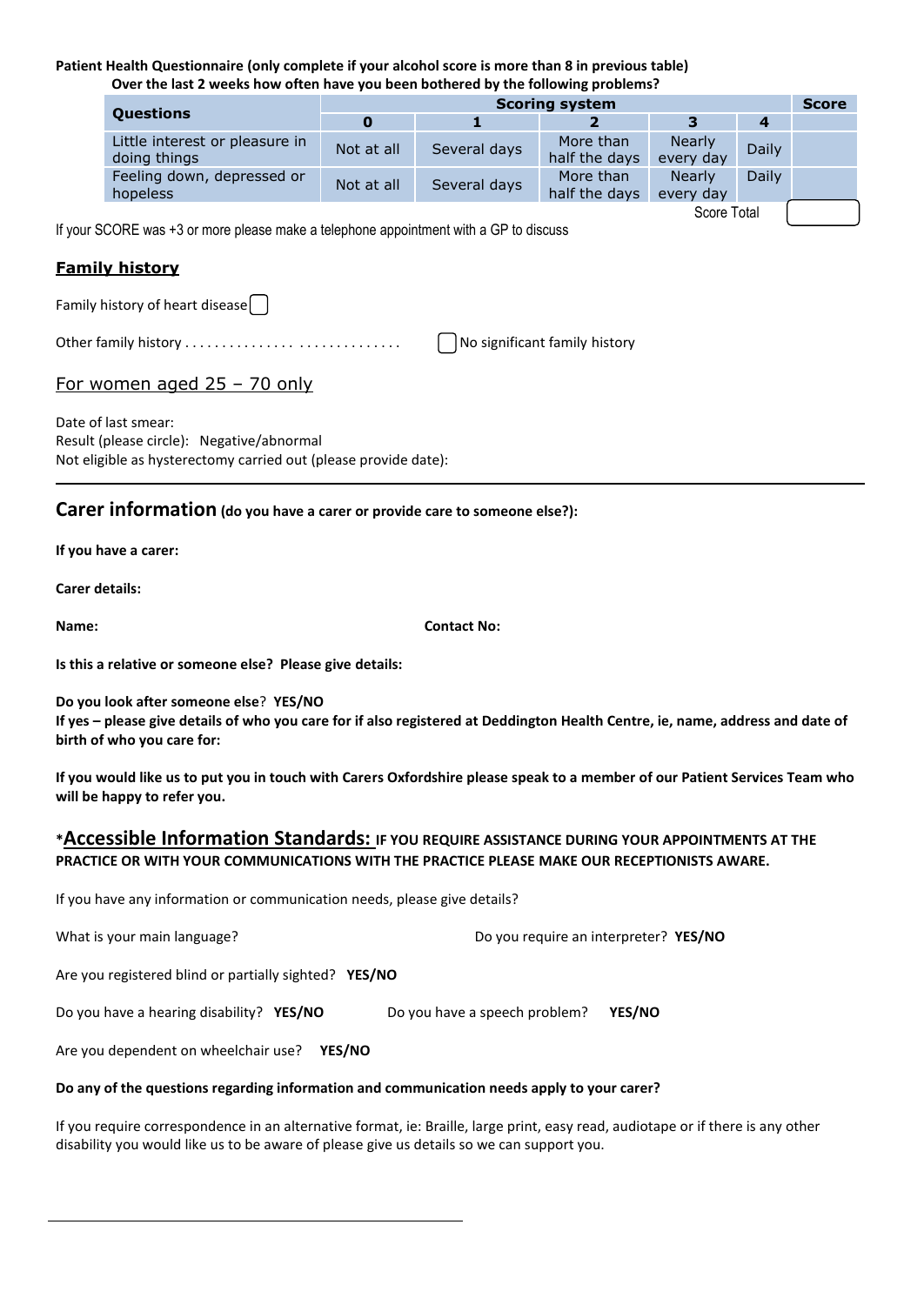**Patient Health Questionnaire (only complete if your alcohol score is more than 8 in previous table)**
**Over the last 2 weeks how often have you been bothered by the following problems?**

| Questions | Scoring system | | | | | Score |
|---|---|---|---|---|---|---|
| | **0** | **1** | **2** | **3** | **4** | |
| Little interest or pleasure in doing things | Not at all | Several days | More than half the days | Nearly every day | Daily | |
| Feeling down, depressed or hopeless | Not at all | Several days | More than half the days | Nearly every day | Daily | |
| | | | | | Score Total | |

If your SCORE was +3 or more please make a telephone appointment with a GP to discuss

## Family history

Family history of heart disease ☐

Other family history . . . . . . . . . . . . . . . . . . . . . . . . . . . . . . ☐ No significant family history

## For women aged 25 – 70 only

Date of last smear:
Result (please circle): Negative/abnormal
Not eligible as hysterectomy carried out (please provide date):

---

## Carrier information **(do you have a carer or provide care to someone else?):**

**If you have a carer:**

**Carer details:**

**Name:** **Contact No:**

**Is this a relative or someone else? Please give details:**

**Do you look after someone else? YES/NO**
**If yes – please give details of who you care for if also registered at Deddington Health Centre, ie, name, address and date of birth of who you care for:**

**If you would like us to put you in touch with Carers Oxfordshire please speak to a member of our Patient Services Team who will be happy to refer you.**

## *Accessible Information Standards: **IF YOU REQUIRE ASSISTANCE DURING YOUR APPOINTMENTS AT THE PRACTICE OR WITH YOUR COMMUNICATIONS WITH THE PRACTICE PLEASE MAKE OUR RECEPTIONISTS AWARE.**

If you have any information or communication needs, please give details?

What is your main language? Do you require an interpreter? **YES/NO**

Are you registered blind or partially sighted? **YES/NO**

Do you have a hearing disability? **YES/NO** Do you have a speech problem? **YES/NO**

Are you dependent on wheelchair use? **YES/NO**

**Do any of the questions regarding information and communication needs apply to your carer?**

If you require correspondence in an alternative format, ie: Braille, large print, easy read, audiotape or if there is any other disability you would like us to be aware of please give us details so we can support you.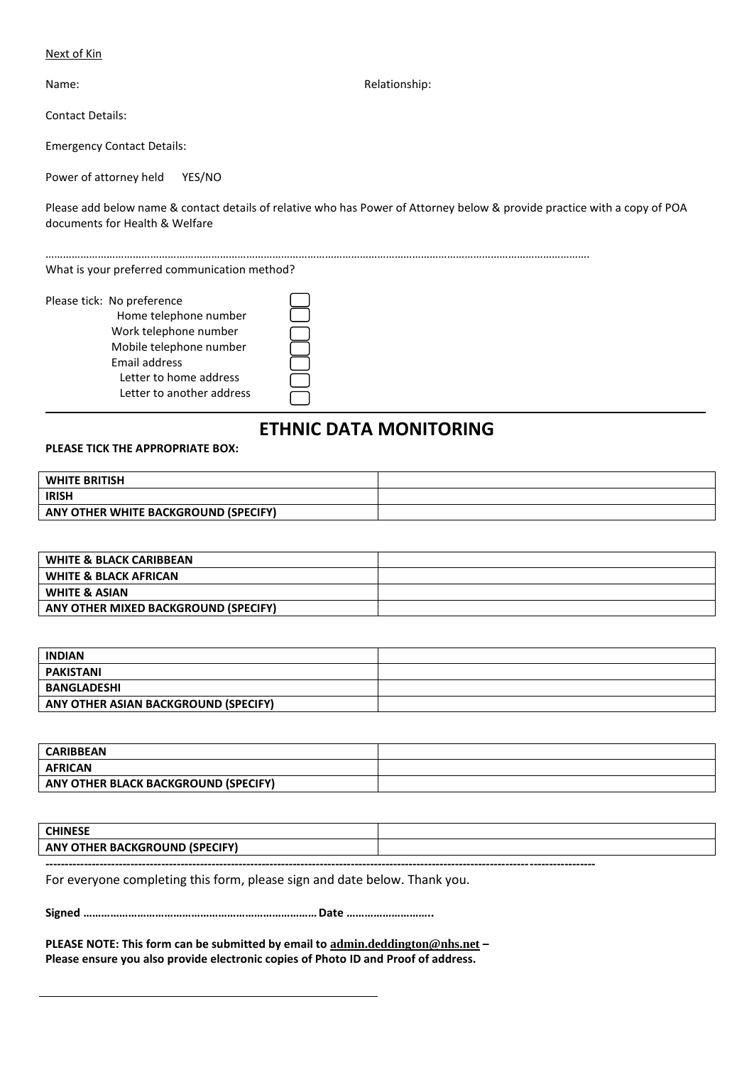Next of Kin

Name: Relationship:

Contact Details:

Emergency Contact Details:

Power of attorney held YES/NO

Please add below name & contact details of relative who has Power of Attorney below & provide practice with a copy of POA documents for Health & Welfare

…………………………………………………………………………………………………………………………………………………………………………

What is your preferred communication method?

Please tick:
- No preference ☐
- Home telephone number ☐
- Work telephone number ☐
- Mobile telephone number ☐
- Email address ☐
- Letter to home address ☐
- Letter to another address ☐

---

# ETHNIC DATA MONITORING

**PLEASE TICK THE APPROPRIATE BOX:**

| | |
|---|---|
| **WHITE BRITISH** | |
| **IRISH** | |
| **ANY OTHER WHITE BACKGROUND (SPECIFY)** | |

| | |
|---|---|
| **WHITE & BLACK CARIBBEAN** | |
| **WHITE & BLACK AFRICAN** | |
| **WHITE & ASIAN** | |
| **ANY OTHER MIXED BACKGROUND (SPECIFY)** | |

| | |
|---|---|
| **INDIAN** | |
| **PAKISTANI** | |
| **BANGLADESHI** | |
| **ANY OTHER ASIAN BACKGROUND (SPECIFY)** | |

| | |
|---|---|
| **CARIBBEAN** | |
| **AFRICAN** | |
| **ANY OTHER BLACK BACKGROUND (SPECIFY)** | |

| | |
|---|---|
| **CHINESE** | |
| **ANY OTHER BACKGROUND (SPECIFY)** | |

---

For everyone completing this form, please sign and date below. Thank you.

**Signed …………………………………………………………………… Date ………………………..**

**PLEASE NOTE: This form can be submitted by email to admin.deddington@nhs.net – Please ensure you also provide electronic copies of Photo ID and Proof of address.**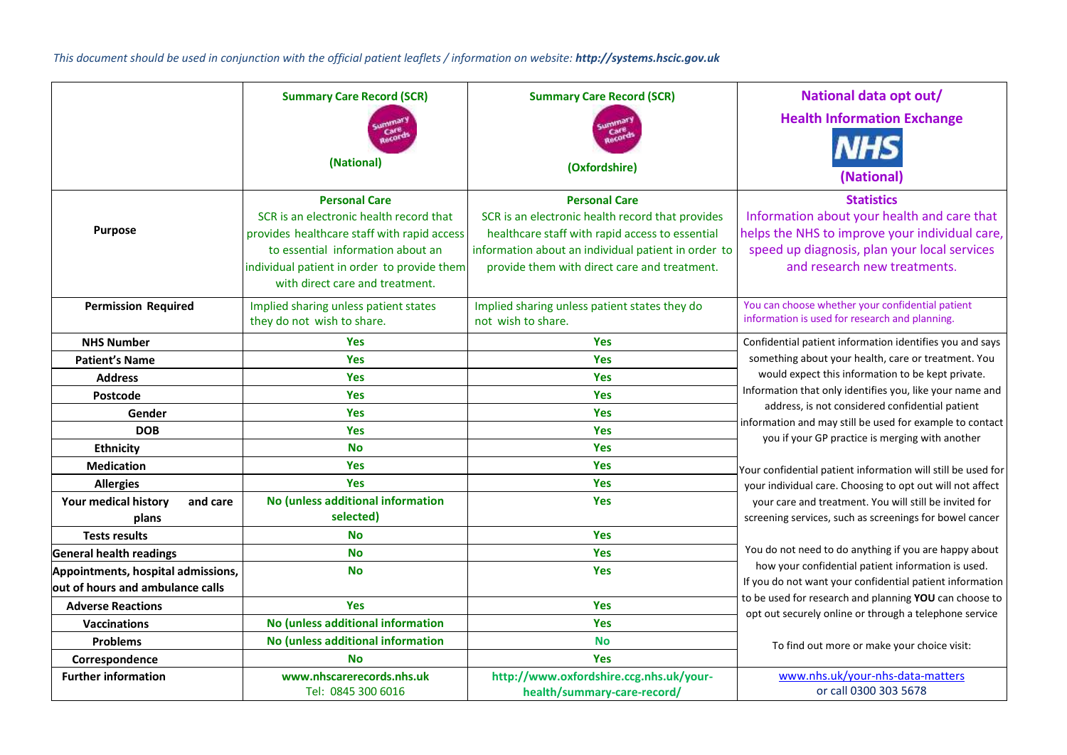*This document should be used in conjunction with the official patient leaflets / information on website: **http://systems.hscic.gov.uk***

| | **Summary Care Record (SCR)** (National) | **Summary Care Record (SCR)** (Oxfordshire) | **National data opt out/ Health Information Exchange** (National) |
|---|---|---|---|
| **Purpose** | **Personal Care** SCR is an electronic health record that provides healthcare staff with rapid access to essential information about an individual patient in order to provide them with direct care and treatment. | **Personal Care** SCR is an electronic health record that provides healthcare staff with rapid access to essential information about an individual patient in order to provide them with direct care and treatment. | **Statistics** Information about your health and care that helps the NHS to improve your individual care, speed up diagnosis, plan your local services and research new treatments. |
| **Permission Required** | Implied sharing unless patient states they do not wish to share. | Implied sharing unless patient states they do not wish to share. | You can choose whether your confidential patient information is used for research and planning. |
| **NHS Number** | **Yes** | **Yes** | Confidential patient information identifies you and says something about your health, care or treatment. You would expect this information to be kept private. Information that only identifies you, like your name and address, is not considered confidential patient information and may still be used for example to contact you if your GP practice is merging with another |
| **Patient's Name** | **Yes** | **Yes** | |
| **Address** | **Yes** | **Yes** | |
| **Postcode** | **Yes** | **Yes** | |
| **Gender** | **Yes** | **Yes** | |
| **DOB** | **Yes** | **Yes** | |
| **Ethnicity** | **No** | **Yes** | |
| **Medication** | **Yes** | **Yes** | Your confidential patient information will still be used for your individual care. Choosing to opt out will not affect your care and treatment. You will still be invited for screening services, such as screenings for bowel cancer |
| **Allergies** | **Yes** | **Yes** | |
| **Your medical history and care plans** | **No (unless additional information selected)** | **Yes** | |
| **Tests results** | **No** | **Yes** | |
| **General health readings** | **No** | **Yes** | You do not need to do anything if you are happy about how your confidential patient information is used. If you do not want your confidential patient information to be used for research and planning **YOU** can choose to opt out securely online or through a telephone service |
| **Appointments, hospital admissions, out of hours and ambulance calls** | **No** | **Yes** | |
| **Adverse Reactions** | **Yes** | **Yes** | |
| **Vaccinations** | **No (unless additional information** | **Yes** | |
| **Problems** | **No (unless additional information** | **No** | To find out more or make your choice visit: |
| **Correspondence** | **No** | **Yes** | |
| **Further information** | **www.nhscarerecords.nhs.uk** Tel: 0845 300 6016 | **http://www.oxfordshire.ccg.nhs.uk/your-health/summary-care-record/** | www.nhs.uk/your-nhs-data-matters or call 0300 303 5678 |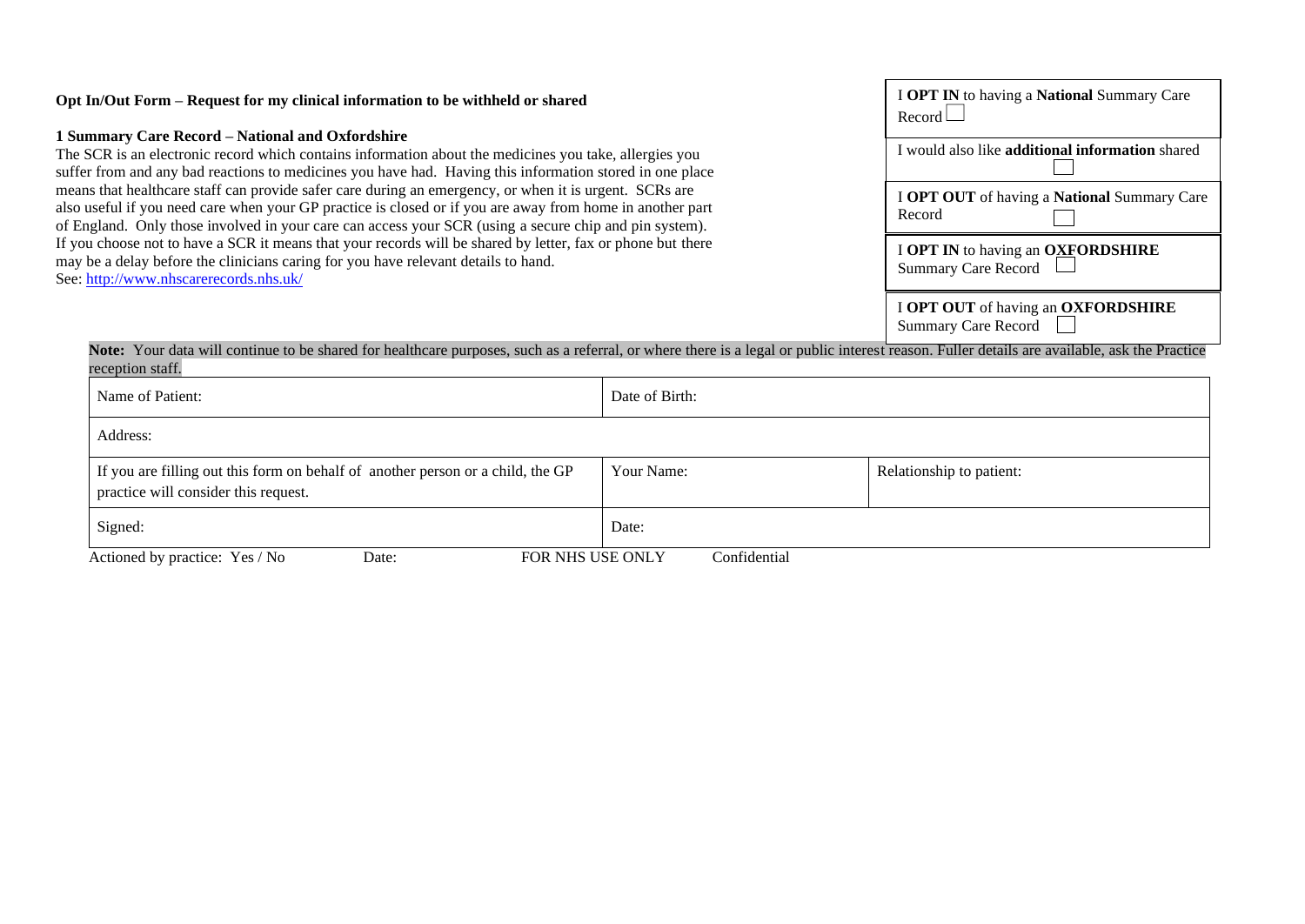**Opt In/Out Form – Request for my clinical information to be withheld or shared**

**1 Summary Care Record – National and Oxfordshire**

The SCR is an electronic record which contains information about the medicines you take, allergies you suffer from and any bad reactions to medicines you have had. Having this information stored in one place means that healthcare staff can provide safer care during an emergency, or when it is urgent. SCRs are also useful if you need care when your GP practice is closed or if you are away from home in another part of England. Only those involved in your care can access your SCR (using a secure chip and pin system). If you choose not to have a SCR it means that your records will be shared by letter, fax or phone but there may be a delay before the clinicians caring for you have relevant details to hand.
See: http://www.nhscarerecords.nhs.uk/

| |
|---|
| I **OPT IN** to having a **National** Summary Care Record ☐ |
| I would also like **additional information** shared ☐ |
| I **OPT OUT** of having a **National** Summary Care Record ☐ |
| I **OPT IN** to having an **OXFORDSHIRE** Summary Care Record ☐ |
| I **OPT OUT** of having an **OXFORDSHIRE** Summary Care Record ☐ |

**Note:** Your data will continue to be shared for healthcare purposes, such as a referral, or where there is a legal or public interest reason. Fuller details are available, ask the Practice reception staff.

| | | |
|---|---|---|
| Name of Patient: | Date of Birth: | |
| Address: | | |
| If you are filling out this form on behalf of another person or a child, the GP practice will consider this request. | Your Name: | Relationship to patient: |
| Signed: | Date: | |

Actioned by practice: Yes / No Date: FOR NHS USE ONLY Confidential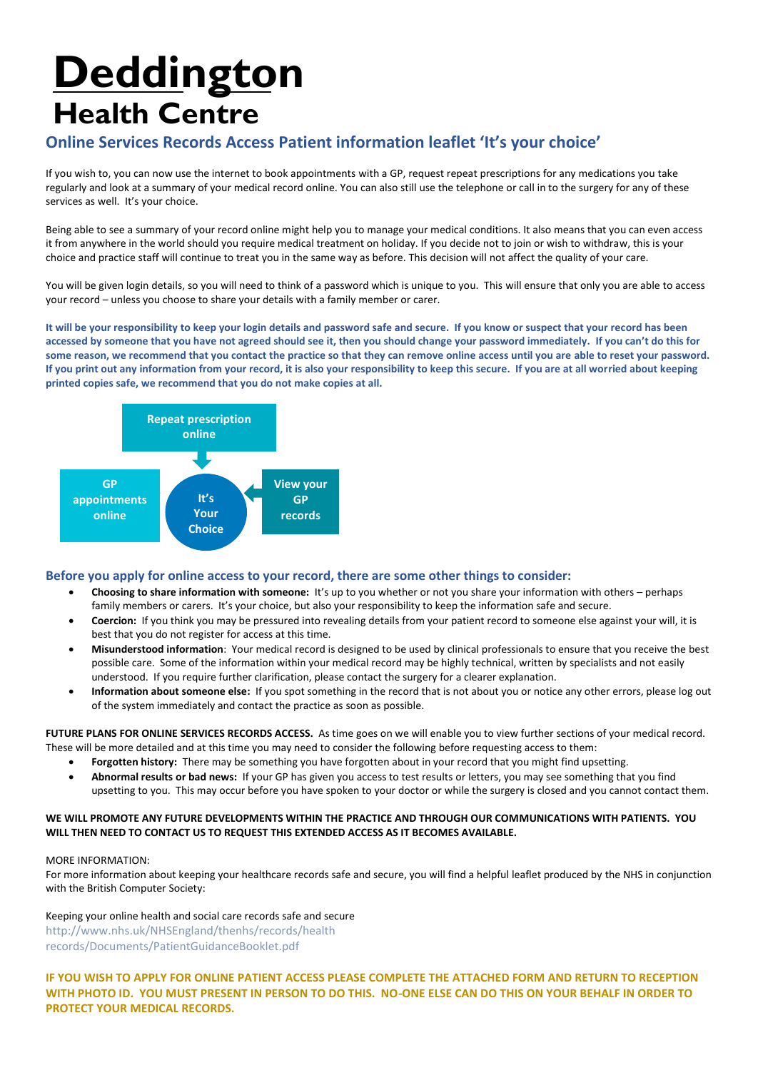# Deddington Health Centre

## Online Services Records Access Patient information leaflet 'It's your choice'

If you wish to, you can now use the internet to book appointments with a GP, request repeat prescriptions for any medications you take regularly and look at a summary of your medical record online. You can also still use the telephone or call in to the surgery for any of these services as well. It's your choice.

Being able to see a summary of your record online might help you to manage your medical conditions. It also means that you can even access it from anywhere in the world should you require medical treatment on holiday. If you decide not to join or wish to withdraw, this is your choice and practice staff will continue to treat you in the same way as before. This decision will not affect the quality of your care.

You will be given login details, so you will need to think of a password which is unique to you. This will ensure that only you are able to access your record – unless you choose to share your details with a family member or carer.

**It will be your responsibility to keep your login details and password safe and secure. If you know or suspect that your record has been accessed by someone that you have not agreed should see it, then you should change your password immediately. If you can't do this for some reason, we recommend that you contact the practice so that they can remove online access until you are able to reset your password. If you print out any information from your record, it is also your responsibility to keep this secure. If you are at all worried about keeping printed copies safe, we recommend that you do not make copies at all.**

Repeat prescription online

GP appointments online

It's Your Choice

View your GP records

### Before you apply for online access to your record, there are some other things to consider:

- **Choosing to share information with someone:** It's up to you whether or not you share your information with others – perhaps family members or carers. It's your choice, but also your responsibility to keep the information safe and secure.
- **Coercion:** If you think you may be pressured into revealing details from your patient record to someone else against your will, it is best that you do not register for access at this time.
- **Misunderstood information**: Your medical record is designed to be used by clinical professionals to ensure that you receive the best possible care. Some of the information within your medical record may be highly technical, written by specialists and not easily understood. If you require further clarification, please contact the surgery for a clearer explanation.
- **Information about someone else:** If you spot something in the record that is not about you or notice any other errors, please log out of the system immediately and contact the practice as soon as possible.

**FUTURE PLANS FOR ONLINE SERVICES RECORDS ACCESS.** As time goes on we will enable you to view further sections of your medical record. These will be more detailed and at this time you may need to consider the following before requesting access to them:

- **Forgotten history:** There may be something you have forgotten about in your record that you might find upsetting.
- **Abnormal results or bad news:** If your GP has given you access to test results or letters, you may see something that you find upsetting to you. This may occur before you have spoken to your doctor or while the surgery is closed and you cannot contact them.

**WE WILL PROMOTE ANY FUTURE DEVELOPMENTS WITHIN THE PRACTICE AND THROUGH OUR COMMUNICATIONS WITH PATIENTS. YOU WILL THEN NEED TO CONTACT US TO REQUEST THIS EXTENDED ACCESS AS IT BECOMES AVAILABLE.**

MORE INFORMATION:
For more information about keeping your healthcare records safe and secure, you will find a helpful leaflet produced by the NHS in conjunction with the British Computer Society:

Keeping your online health and social care records safe and secure
http://www.nhs.uk/NHSEngland/thenhs/records/health records/Documents/PatientGuidanceBooklet.pdf

**IF YOU WISH TO APPLY FOR ONLINE PATIENT ACCESS PLEASE COMPLETE THE ATTACHED FORM AND RETURN TO RECEPTION WITH PHOTO ID. YOU MUST PRESENT IN PERSON TO DO THIS. NO-ONE ELSE CAN DO THIS ON YOUR BEHALF IN ORDER TO PROTECT YOUR MEDICAL RECORDS.**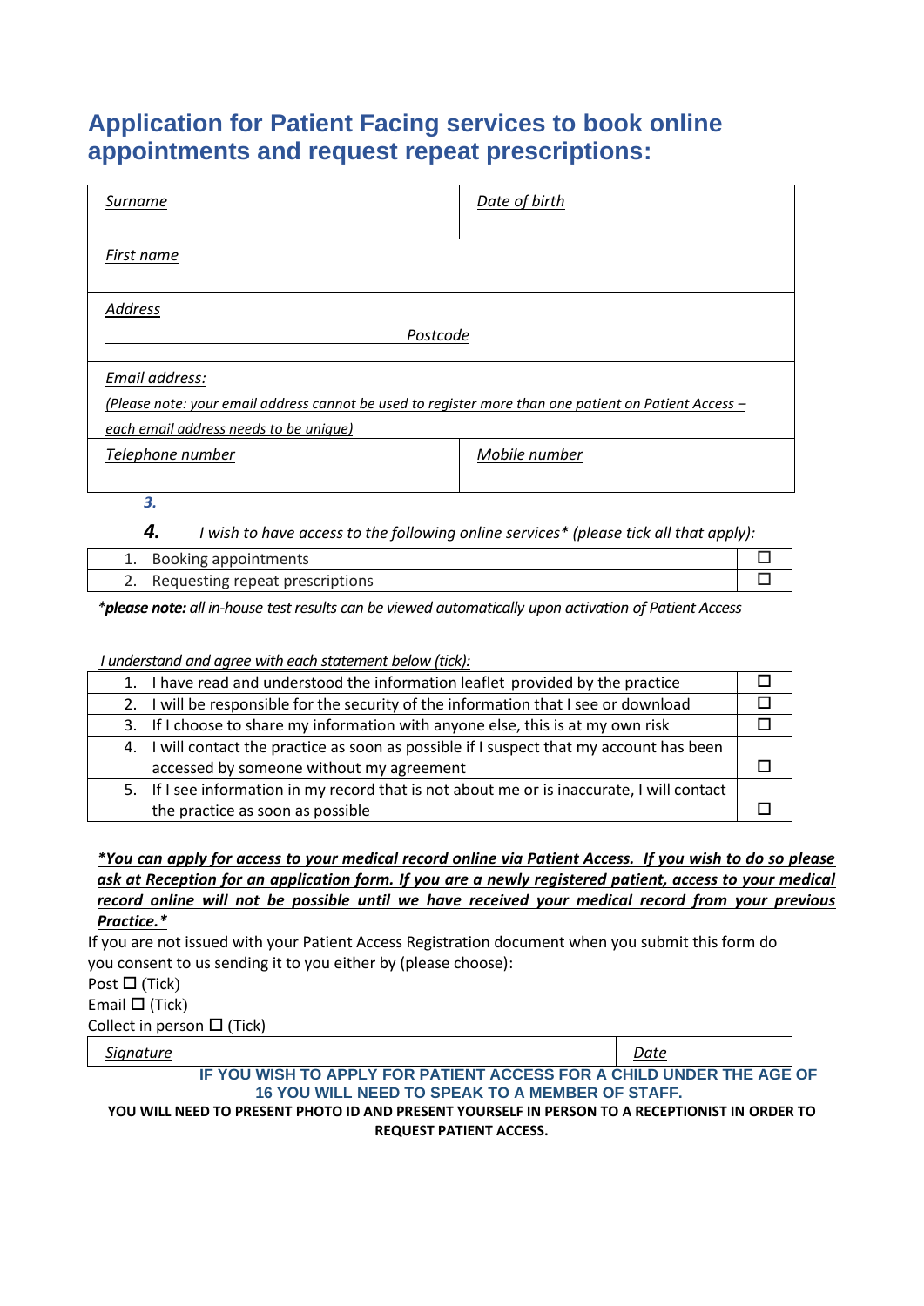# Application for Patient Facing services to book online appointments and request repeat prescriptions:

| *Surname* | *Date of birth* |
|---|---|
| *First name* | |
| *Address* <br> ______________________________ *Postcode* | |
| *Email address:* <br> *(Please note: your email address cannot be used to register more than one patient on Patient Access – each email address needs to be unique)* | |
| *Telephone number* | *Mobile number* |

***3.***

***4.*** *I wish to have access to the following online services\* (please tick all that apply):*

| | |
|---|---|
| 1. Booking appointments | ☐ |
| 2. Requesting repeat prescriptions | ☐ |

*\**_**please note:** all in-house test results can be viewed automatically upon activation of Patient Access_

*I understand and agree with each statement below (tick):*

| | |
|---|---|
| 1. I have read and understood the information leaflet provided by the practice | ☐ |
| 2. I will be responsible for the security of the information that I see or download | ☐ |
| 3. If I choose to share my information with anyone else, this is at my own risk | ☐ |
| 4. I will contact the practice as soon as possible if I suspect that my account has been accessed by someone without my agreement | ☐ |
| 5. If I see information in my record that is not about me or is inaccurate, I will contact the practice as soon as possible | ☐ |

***\*You can apply for access to your medical record online via Patient Access. If you wish to do so please ask at Reception for an application form. If you are a newly registered patient, access to your medical record online will not be possible until we have received your medical record from your previous Practice.\****

If you are not issued with your Patient Access Registration document when you submit this form do you consent to us sending it to you either by (please choose):

Post ☐ (Tick)

Email ☐ (Tick)

Collect in person ☐ (Tick)

| *Signature* | *Date* |
|---|---|

**IF YOU WISH TO APPLY FOR PATIENT ACCESS FOR A CHILD UNDER THE AGE OF 16 YOU WILL NEED TO SPEAK TO A MEMBER OF STAFF.**

**YOU WILL NEED TO PRESENT PHOTO ID AND PRESENT YOURSELF IN PERSON TO A RECEPTIONIST IN ORDER TO REQUEST PATIENT ACCESS.**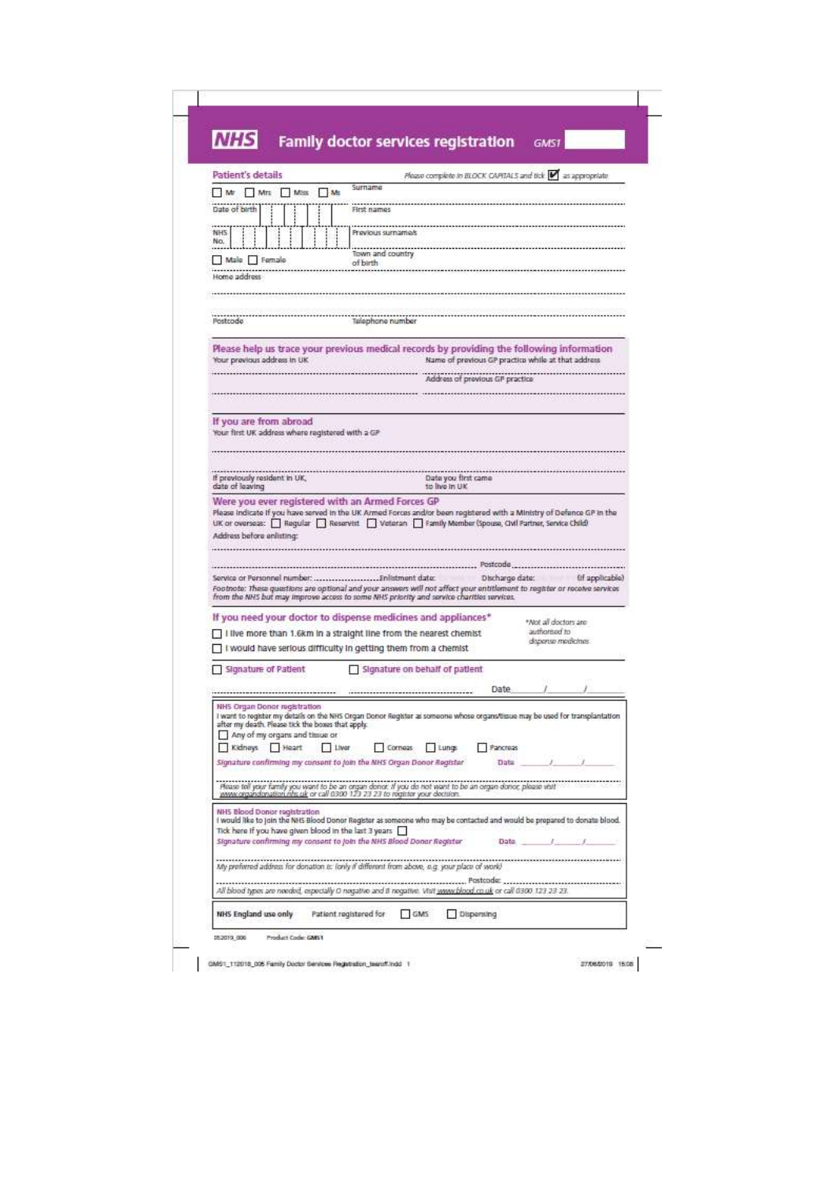# NHS Family doctor services registration GMS1

## Patient's details

*Please complete in BLOCK CAPITALS and tick ☑ as appropriate*

☐ Mr ☐ Mrs ☐ Miss ☐ Ms

Surname

Date of birth

First names

NHS No.

Previous surname/s

☐ Male ☐ Female

Town and country of birth

Home address

Postcode

Telephone number

## Please help us trace your previous medical records by providing the following information

Your previous address in UK

Name of previous GP practice while at that address

Address of previous GP practice

## If you are from abroad

Your first UK address where registered with a GP

If previously resident in UK, date of leaving

Date you first came to live in UK

## Were you ever registered with an Armed Forces GP

Please indicate if you have served in the UK Armed Forces and/or been registered with a Ministry of Defence GP in the UK or overseas: ☐ Regular ☐ Reservist ☐ Veteran ☐ Family Member (Spouse, Civil Partner, Service Child)

Address before enlisting:

Postcode

Service or Personnel number: ........................ Enlistment date: Discharge date: (if applicable)

*Footnote: These questions are optional and your answers will not affect your entitlement to register or receive services from the NHS but may improve access to some NHS priority and service charities services.*

## If you need your doctor to dispense medicines and appliances*

☐ I live more than 1.6km in a straight line from the nearest chemist

☐ I would have serious difficulty in getting them from a chemist

*\*Not all doctors are authorised to dispense medicines*

☐ Signature of Patient ☐ Signature on behalf of patient

Date \_\_\_\_/\_\_\_\_/\_\_\_\_

### NHS Organ Donor registration

I want to register my details on the NHS Organ Donor Register as someone whose organs/tissue may be used for transplantation after my death. Please tick the boxes that apply.

☐ Any of my organs and tissue or

☐ Kidneys ☐ Heart ☐ Liver ☐ Corneas ☐ Lungs ☐ Pancreas

*Signature confirming my consent to join the NHS Organ Donor Register* Date \_\_\_\_/\_\_\_\_/\_\_\_\_

*Please tell your family you want to be an organ donor. If you do not want to be an organ donor, please visit www.organdonation.nhs.uk or call 0300 123 23 23 to register your decision.*

### NHS Blood Donor registration

I would like to join the NHS Blood Donor Register as someone who may be contacted and would be prepared to donate blood.

Tick here if you have given blood in the last 3 years ☐

*Signature confirming my consent to join the NHS Blood Donor Register* Date \_\_\_\_/\_\_\_\_/\_\_\_\_

*My preferred address for donation is: (only if different from above, e.g. your place of work)*

Postcode:

*All blood types are needed, especially O negative and B negative. Visit www.blood.co.uk or call 0300 123 23 23.*

**NHS England use only** Patient registered for ☐ GMS ☐ Dispensing

052019_006 Product Code: GMS1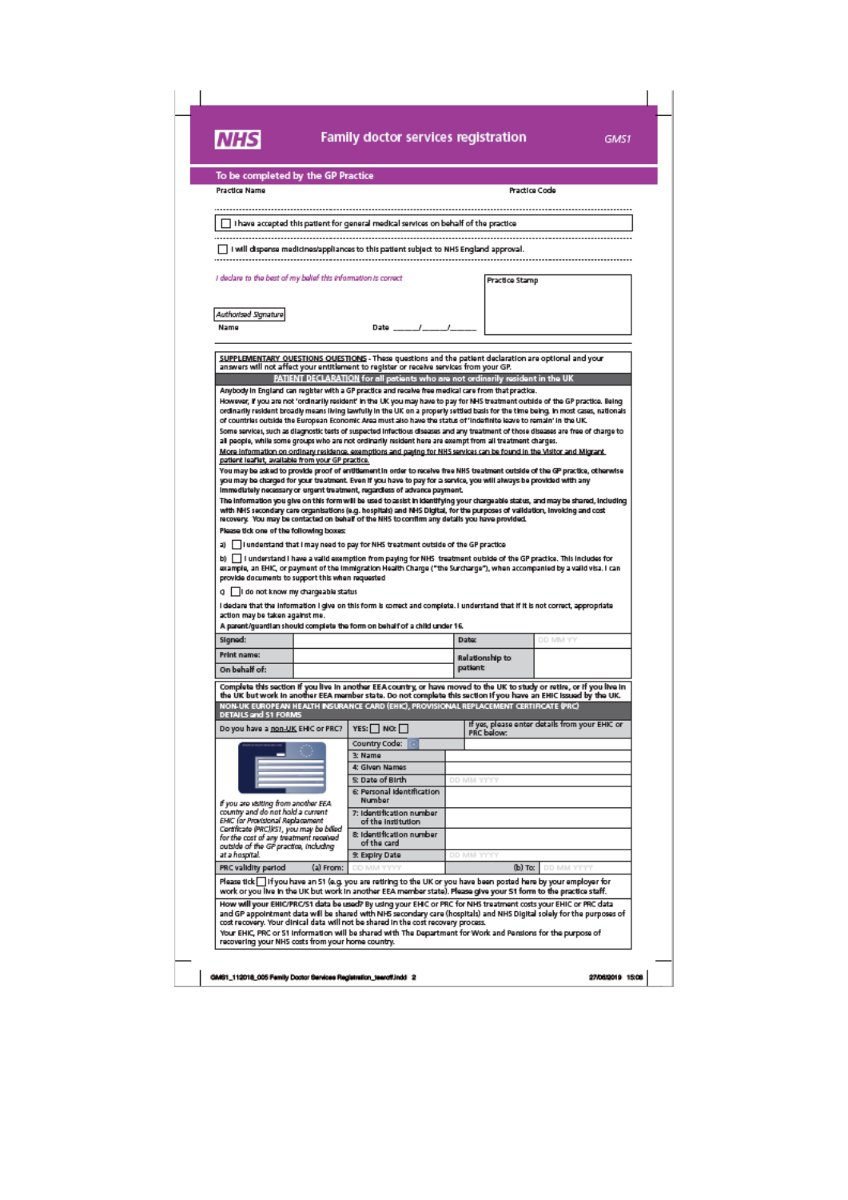# Family doctor services registration

GMS1

## To be completed by the GP Practice

Practice Name

Practice Code

☐ I have accepted this patient for general medical services on behalf of the practice

☐ I will dispense medicines/appliances to this patient subject to NHS England approval.

*I declare to the best of my belief this information is correct*

Practice Stamp

*Authorised Signature*

Name

Date ______/______/______

**SUPPLEMENTARY QUESTIONS QUESTIONS** - These questions and the patient declaration are optional and your answers will not affect your entitlement to register or receive services from your GP.

**PATIENT DECLARATION for all patients who are not ordinarily resident in the UK**

Anybody in England can register with a GP practice and receive free medical care from that practice.

However, if you are not 'ordinarily resident' in the UK you may have to pay for NHS treatment outside of the GP practice. Being ordinarily resident broadly means living lawfully in the UK on a properly settled basis for the time being. In most cases, nationals of countries outside the European Economic Area must also have the status of 'indefinite leave to remain' in the UK.

Some services, such as diagnostic tests of suspected infectious diseases and any treatment of those diseases are free of charge to all people, while some groups who are not ordinarily resident here are exempt from all treatment charges.

More information on ordinary residence, exemptions and paying for NHS services can be found in the Visitor and Migrant patient leaflet, available from your GP practice.

You may be asked to provide proof of entitlement in order to receive free NHS treatment outside of the GP practice, otherwise you may be charged for your treatment. Even if you have to pay for a service, you will always be provided with any immediately necessary or urgent treatment, regardless of advance payment.

The information you give on this form will be used to assist in identifying your chargeable status, and may be shared, including with NHS secondary care organisations (e.g. hospitals) and NHS Digital, for the purposes of validation, invoicing and cost recovery. You may be contacted on behalf of the NHS to confirm any details you have provided.

Please tick one of the following boxes:

a) ☐ I understand that I may need to pay for NHS treatment outside of the GP practice

b) ☐ I understand I have a valid exemption from paying for NHS treatment outside of the GP practice. This includes for example, an EHIC, or payment of the Immigration Health Charge ("the Surcharge"), when accompanied by a valid visa. I can provide documents to support this when requested

c) ☐ I do not know my chargeable status

I declare that the information I give on this form is correct and complete. I understand that if it is not correct, appropriate action may be taken against me.

A parent/guardian should complete the form on behalf of a child under 16.

| | | | |
|---|---|---|---|
| **Signed:** | | **Date:** | DD MM YY |
| **Print name:** | | **Relationship to patient:** | |
| **On behalf of:** | | | |

Complete this section if you live in another EEA country, or have moved to the UK to study or retire, or if you live in the UK but work in another EEA member state. Do not complete this section if you have an EHIC issued by the UK.

**NON-UK EUROPEAN HEALTH INSURANCE CARD (EHIC), PROVISIONAL REPLACEMENT CERTIFICATE (PRC) DETAILS and S1 FORMS**

| | | | |
|---|---|---|---|
| Do you have a non-UK EHIC or PRC? | YES: ☐ NO: ☐ | If yes, please enter details from your EHIC or PRC below: | |
| *If you are visiting from another EEA country and do not hold a current EHIC (or Provisional Replacement Certificate (PRC))/S1, you may be billed for the cost of any treatment received outside of the GP practice, including at a hospital.* | Country Code: | | |
| | 3: Name | | |
| | 4: Given Names | | |
| | 5: Date of Birth | DD MM YYYY | |
| | 6: Personal Identification Number | | |
| | 7: Identification number of the institution | | |
| | 8: Identification number of the card | | |
| | 9: Expiry Date | DD MM YYYY | |
| PRC validity period (a) From: | DD MM YYYY | (b) To: | DD MM YYYY |

Please tick ☐ if you have an S1 (e.g. you are retiring to the UK or you have been posted here by your employer for work or you live in the UK but work in another EEA member state). Please give your S1 form to the practice staff.

How will your EHIC/PRC/S1 data be used? By using your EHIC or PRC for NHS treatment costs your EHIC or PRC data and GP appointment data will be shared with NHS secondary care (hospitals) and NHS Digital solely for the purposes of cost recovery. Your clinical data will not be shared in the cost recovery process.

Your EHIC, PRC or S1 information will be shared with The Department for Work and Pensions for the purpose of recovering your NHS costs from your home country.